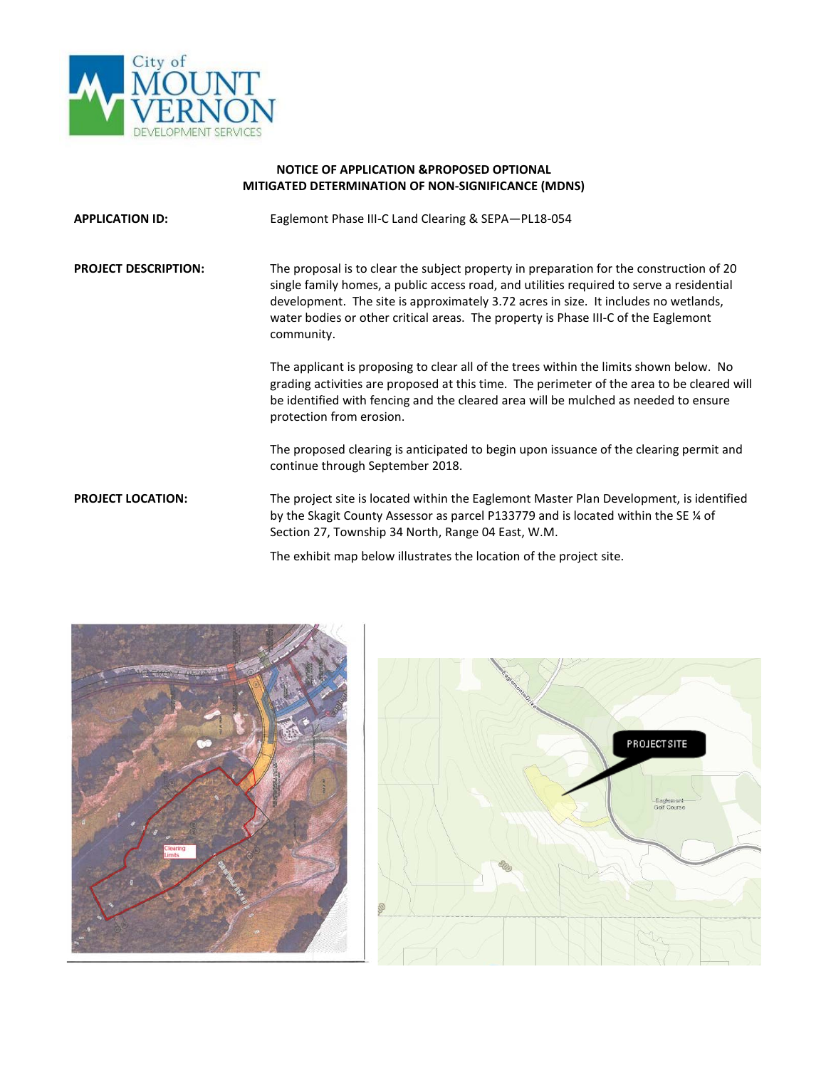City of MOUNT VERNON DEVELOPMENT SERVICES

## NOTICE OF APPLICATION & PROPOSED OPTIONAL MITIGATED DETERMINATION OF NON-SIGNIFICANCE (MDNS)

**APPLICATION ID:** Eaglemont Phase III-C Land Clearing & SEPA—PL18-054

**PROJECT DESCRIPTION:** The proposal is to clear the subject property in preparation for the construction of 20 single family homes, a public access road, and utilities required to serve a residential development. The site is approximately 3.72 acres in size. It includes no wetlands, water bodies or other critical areas. The property is Phase III-C of the Eaglemont community.

The applicant is proposing to clear all of the trees within the limits shown below. No grading activities are proposed at this time. The perimeter of the area to be cleared will be identified with fencing and the cleared area will be mulched as needed to ensure protection from erosion.

The proposed clearing is anticipated to begin upon issuance of the clearing permit and continue through September 2018.

**PROJECT LOCATION:** The project site is located within the Eaglemont Master Plan Development, is identified by the Skagit County Assessor as parcel P133779 and is located within the SE ¼ of Section 27, Township 34 North, Range 04 East, W.M.

The exhibit map below illustrates the location of the project site.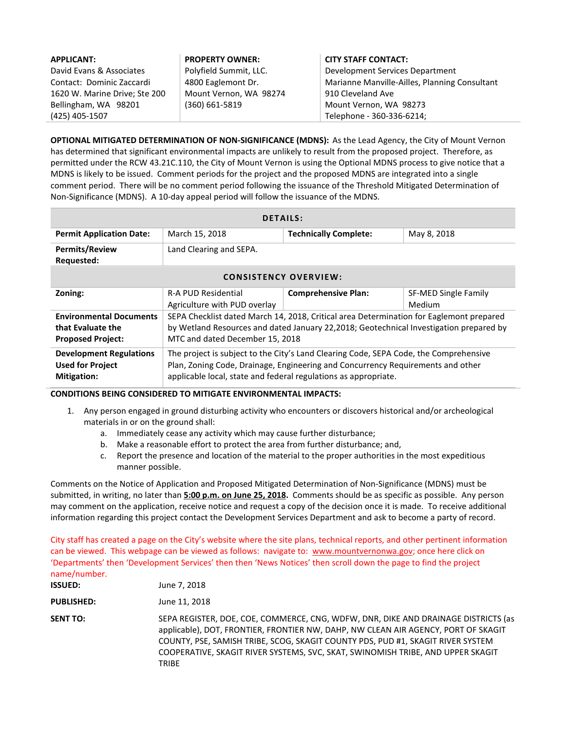| APPLICANT: | PROPERTY OWNER: | CITY STAFF CONTACT: |
|---|---|---|
| David Evans & Associates<br>Contact: Dominic Zaccardi<br>1620 W. Marine Drive; Ste 200<br>Bellingham, WA 98201<br>(425) 405-1507 | Polyfield Summit, LLC.<br>4800 Eaglemont Dr.<br>Mount Vernon, WA 98274<br>(360) 661-5819 | Development Services Department<br>Marianne Manville-Ailles, Planning Consultant<br>910 Cleveland Ave<br>Mount Vernon, WA 98273<br>Telephone - 360-336-6214; |

**OPTIONAL MITIGATED DETERMINATION OF NON-SIGNIFICANCE (MDNS):** As the Lead Agency, the City of Mount Vernon has determined that significant environmental impacts are unlikely to result from the proposed project. Therefore, as permitted under the RCW 43.21C.110, the City of Mount Vernon is using the Optional MDNS process to give notice that a MDNS is likely to be issued. Comment periods for the project and the proposed MDNS are integrated into a single comment period. There will be no comment period following the issuance of the Threshold Mitigated Determination of Non-Significance (MDNS). A 10-day appeal period will follow the issuance of the MDNS.

| DETAILS: | | | |
|---|---|---|---|
| **Permit Application Date:** | March 15, 2018 | **Technically Complete:** | May 8, 2018 |
| **Permits/Review Requested:** | Land Clearing and SEPA. | | |
| **CONSISTENCY OVERVIEW:** | | | |
| **Zoning:** | R-A PUD Residential Agriculture with PUD overlay | **Comprehensive Plan:** | SF-MED Single Family Medium |
| **Environmental Documents that Evaluate the Proposed Project:** | SEPA Checklist dated March 14, 2018, Critical area Determination for Eaglemont prepared by Wetland Resources and dated January 22,2018; Geotechnical Investigation prepared by MTC and dated December 15, 2018 | | |
| **Development Regulations Used for Project Mitigation:** | The project is subject to the City's Land Clearing Code, SEPA Code, the Comprehensive Plan, Zoning Code, Drainage, Engineering and Concurrency Requirements and other applicable local, state and federal regulations as appropriate. | | |

**CONDITIONS BEING CONSIDERED TO MITIGATE ENVIRONMENTAL IMPACTS:**

1. Any person engaged in ground disturbing activity who encounters or discovers historical and/or archeological materials in or on the ground shall:
   a. Immediately cease any activity which may cause further disturbance;
   b. Make a reasonable effort to protect the area from further disturbance; and,
   c. Report the presence and location of the material to the proper authorities in the most expeditious manner possible.

Comments on the Notice of Application and Proposed Mitigated Determination of Non-Significance (MDNS) must be submitted, in writing, no later than **5:00 p.m. on June 25, 2018.** Comments should be as specific as possible. Any person may comment on the application, receive notice and request a copy of the decision once it is made. To receive additional information regarding this project contact the Development Services Department and ask to become a party of record.

City staff has created a page on the City's website where the site plans, technical reports, and other pertinent information can be viewed. This webpage can be viewed as follows: navigate to: www.mountvernonwa.gov; once here click on 'Departments' then 'Development Services' then then 'News Notices' then scroll down the page to find the project name/number.

**ISSUED:** June 7, 2018

**PUBLISHED:** June 11, 2018

**SENT TO:** SEPA REGISTER, DOE, COE, COMMERCE, CNG, WDFW, DNR, DIKE AND DRAINAGE DISTRICTS (as applicable), DOT, FRONTIER, FRONTIER NW, DAHP, NW CLEAN AIR AGENCY, PORT OF SKAGIT COUNTY, PSE, SAMISH TRIBE, SCOG, SKAGIT COUNTY PDS, PUD #1, SKAGIT RIVER SYSTEM COOPERATIVE, SKAGIT RIVER SYSTEMS, SVC, SKAT, SWINOMISH TRIBE, AND UPPER SKAGIT TRIBE